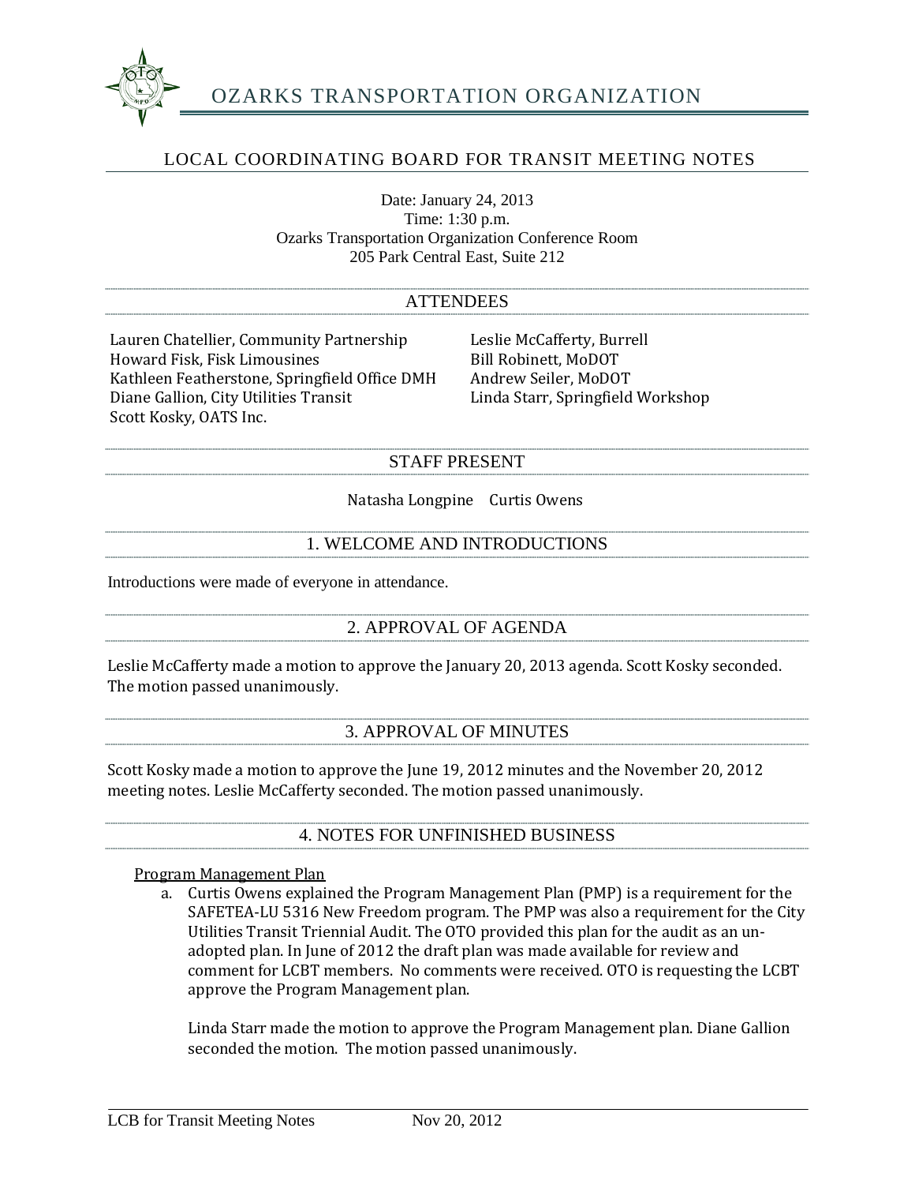# OZARKS TRANSPORTATION ORGANIZATION

## LOCAL COORDINATING BOARD FOR TRANSIT MEETING NOTES

Date: January 24, 2013
Time: 1:30 p.m.
Ozarks Transportation Organization Conference Room
205 Park Central East, Suite 212

## ATTENDEES

Lauren Chatellier, Community Partnership
Howard Fisk, Fisk Limousines
Kathleen Featherstone, Springfield Office DMH
Diane Gallion, City Utilities Transit
Scott Kosky, OATS Inc.
Leslie McCafferty, Burrell
Bill Robinett, MoDOT
Andrew Seiler, MoDOT
Linda Starr, Springfield Workshop

## STAFF PRESENT

Natasha Longpine    Curtis Owens

## 1. WELCOME AND INTRODUCTIONS

Introductions were made of everyone in attendance.

## 2. APPROVAL OF AGENDA

Leslie McCafferty made a motion to approve the January 20, 2013 agenda. Scott Kosky seconded. The motion passed unanimously.

## 3. APPROVAL OF MINUTES

Scott Kosky made a motion to approve the June 19, 2012 minutes and the November 20, 2012 meeting notes. Leslie McCafferty seconded. The motion passed unanimously.

## 4. NOTES FOR UNFINISHED BUSINESS

Program Management Plan

a. Curtis Owens explained the Program Management Plan (PMP) is a requirement for the SAFETEA-LU 5316 New Freedom program. The PMP was also a requirement for the City Utilities Transit Triennial Audit. The OTO provided this plan for the audit as an un-adopted plan. In June of 2012 the draft plan was made available for review and comment for LCBT members. No comments were received. OTO is requesting the LCBT approve the Program Management plan.

   Linda Starr made the motion to approve the Program Management plan. Diane Gallion seconded the motion. The motion passed unanimously.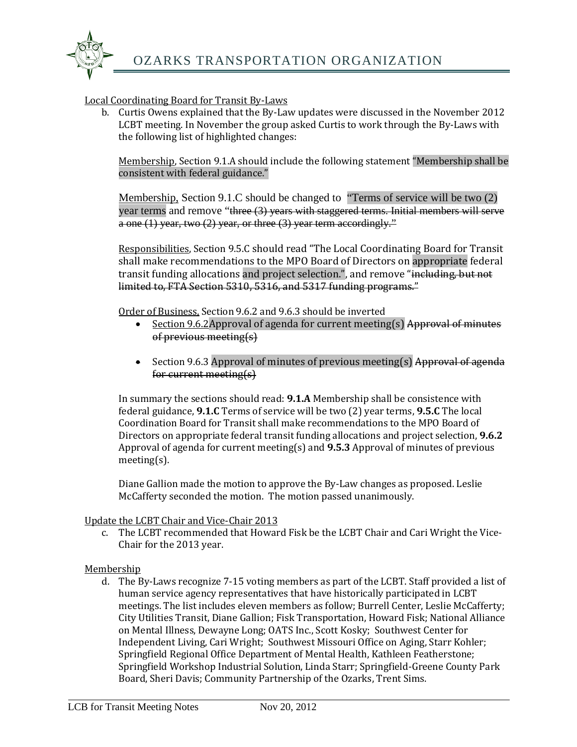Local Coordinating Board for Transit By-Laws

b. Curtis Owens explained that the By-Law updates were discussed in the November 2012 LCBT meeting. In November the group asked Curtis to work through the By-Laws with the following list of highlighted changes:

   Membership, Section 9.1.A should include the following statement "Membership shall be consistent with federal guidance."

   Membership, Section 9.1.C should be changed to "Terms of service will be two (2) year terms and remove "~~three (3) years with staggered terms. Initial members will serve a one (1) year, two (2) year, or three (3) year term accordingly.~~"

   Responsibilities, Section 9.5.C should read "The Local Coordinating Board for Transit shall make recommendations to the MPO Board of Directors on appropriate federal transit funding allocations and project selection.", and remove "~~including, but not limited to, FTA Section 5310, 5316, and 5317 funding programs.~~"

   Order of Business, Section 9.6.2 and 9.6.3 should be inverted

   - Section 9.6.2Approval of agenda for current meeting(s) ~~Approval of minutes of previous meeting(s)~~
   - Section 9.6.3 Approval of minutes of previous meeting(s) ~~Approval of agenda for current meeting(s)~~

   In summary the sections should read: **9.1.A** Membership shall be consistence with federal guidance, **9.1.C** Terms of service will be two (2) year terms, **9.5.C** The local Coordination Board for Transit shall make recommendations to the MPO Board of Directors on appropriate federal transit funding allocations and project selection, **9.6.2** Approval of agenda for current meeting(s) and **9.5.3** Approval of minutes of previous meeting(s).

   Diane Gallion made the motion to approve the By-Law changes as proposed. Leslie McCafferty seconded the motion. The motion passed unanimously.

Update the LCBT Chair and Vice-Chair 2013

c. The LCBT recommended that Howard Fisk be the LCBT Chair and Cari Wright the Vice-Chair for the 2013 year.

Membership

d. The By-Laws recognize 7-15 voting members as part of the LCBT. Staff provided a list of human service agency representatives that have historically participated in LCBT meetings. The list includes eleven members as follow; Burrell Center, Leslie McCafferty; City Utilities Transit, Diane Gallion; Fisk Transportation, Howard Fisk; National Alliance on Mental Illness, Dewayne Long; OATS Inc., Scott Kosky; Southwest Center for Independent Living, Cari Wright; Southwest Missouri Office on Aging, Starr Kohler; Springfield Regional Office Department of Mental Health, Kathleen Featherstone; Springfield Workshop Industrial Solution, Linda Starr; Springfield-Greene County Park Board, Sheri Davis; Community Partnership of the Ozarks, Trent Sims.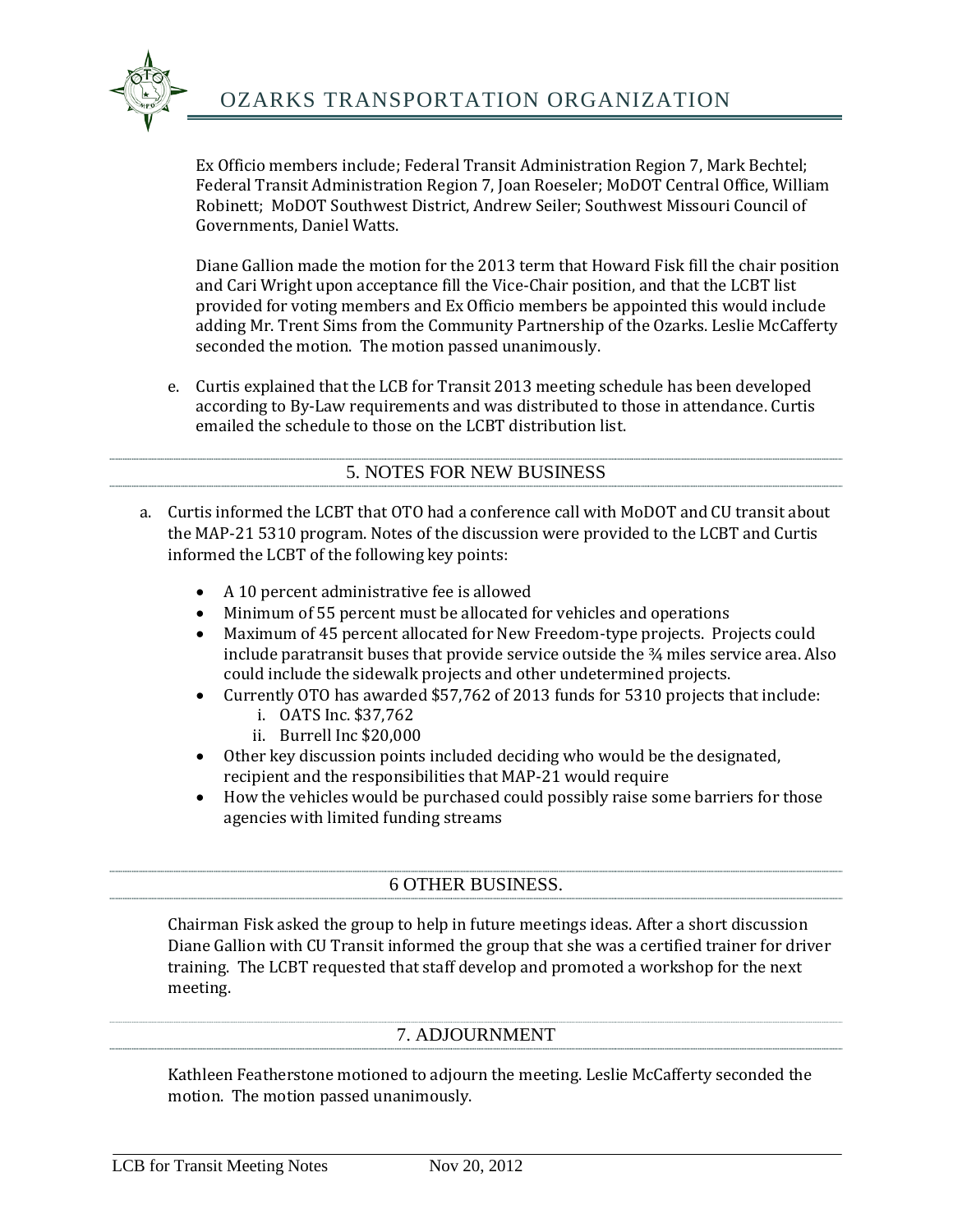Ex Officio members include; Federal Transit Administration Region 7, Mark Bechtel; Federal Transit Administration Region 7, Joan Roeseler; MoDOT Central Office, William Robinett; MoDOT Southwest District, Andrew Seiler; Southwest Missouri Council of Governments, Daniel Watts.

Diane Gallion made the motion for the 2013 term that Howard Fisk fill the chair position and Cari Wright upon acceptance fill the Vice-Chair position, and that the LCBT list provided for voting members and Ex Officio members be appointed this would include adding Mr. Trent Sims from the Community Partnership of the Ozarks. Leslie McCafferty seconded the motion. The motion passed unanimously.

e. Curtis explained that the LCB for Transit 2013 meeting schedule has been developed according to By-Law requirements and was distributed to those in attendance. Curtis emailed the schedule to those on the LCBT distribution list.

## 5. NOTES FOR NEW BUSINESS

a. Curtis informed the LCBT that OTO had a conference call with MoDOT and CU transit about the MAP-21 5310 program. Notes of the discussion were provided to the LCBT and Curtis informed the LCBT of the following key points:

- A 10 percent administrative fee is allowed
- Minimum of 55 percent must be allocated for vehicles and operations
- Maximum of 45 percent allocated for New Freedom-type projects. Projects could include paratransit buses that provide service outside the ¾ miles service area. Also could include the sidewalk projects and other undetermined projects.
- Currently OTO has awarded $57,762 of 2013 funds for 5310 projects that include:
    i. OATS Inc. $37,762
    ii. Burrell Inc $20,000
- Other key discussion points included deciding who would be the designated, recipient and the responsibilities that MAP-21 would require
- How the vehicles would be purchased could possibly raise some barriers for those agencies with limited funding streams

## 6 OTHER BUSINESS.

Chairman Fisk asked the group to help in future meetings ideas. After a short discussion Diane Gallion with CU Transit informed the group that she was a certified trainer for driver training. The LCBT requested that staff develop and promoted a workshop for the next meeting.

## 7. ADJOURNMENT

Kathleen Featherstone motioned to adjourn the meeting. Leslie McCafferty seconded the motion. The motion passed unanimously.